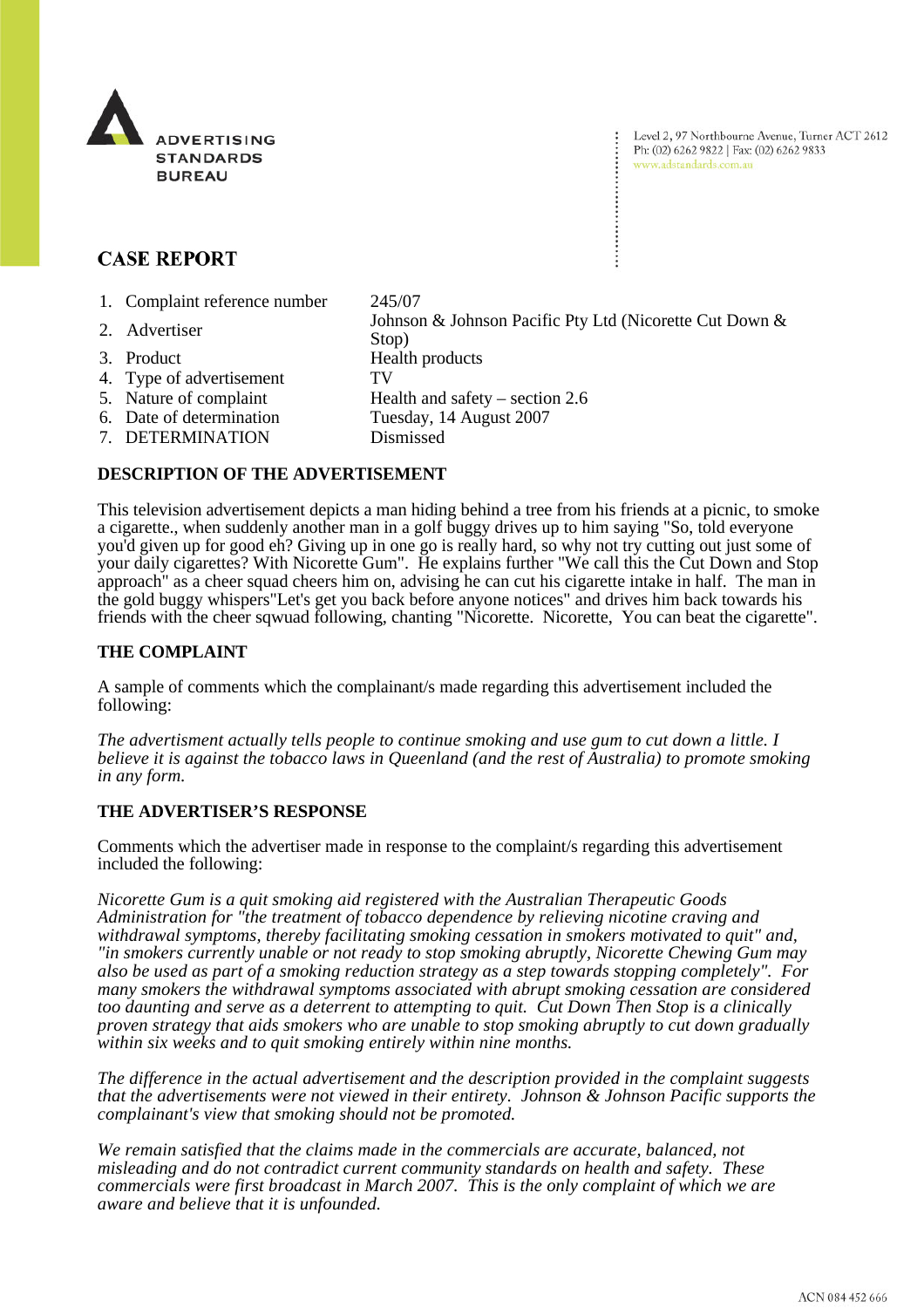ADVERTISING STANDARDS BUREAU

Level 2, 97 Northbourne Avenue, Turner ACT 2612
Ph: (02) 6262 9822 | Fax: (02) 6262 9833
www.adstandards.com.au

## CASE REPORT

| | |
|---|---|
| 1. Complaint reference number | 245/07 |
| 2. Advertiser | Johnson & Johnson Pacific Pty Ltd (Nicorette Cut Down & Stop) |
| 3. Product | Health products |
| 4. Type of advertisement | TV |
| 5. Nature of complaint | Health and safety – section 2.6 |
| 6. Date of determination | Tuesday, 14 August 2007 |
| 7. DETERMINATION | Dismissed |

### DESCRIPTION OF THE ADVERTISEMENT

This television advertisement depicts a man hiding behind a tree from his friends at a picnic, to smoke a cigarette., when suddenly another man in a golf buggy drives up to him saying "So, told everyone you'd given up for good eh? Giving up in one go is really hard, so why not try cutting out just some of your daily cigarettes? With Nicorette Gum". He explains further "We call this the Cut Down and Stop approach" as a cheer squad cheers him on, advising he can cut his cigarette intake in half. The man in the gold buggy whispers"Let's get you back before anyone notices" and drives him back towards his friends with the cheer sqwuad following, chanting "Nicorette. Nicorette, You can beat the cigarette".

### THE COMPLAINT

A sample of comments which the complainant/s made regarding this advertisement included the following:

*The advertisment actually tells people to continue smoking and use gum to cut down a little. I believe it is against the tobacco laws in Queenland (and the rest of Australia) to promote smoking in any form.*

### THE ADVERTISER'S RESPONSE

Comments which the advertiser made in response to the complaint/s regarding this advertisement included the following:

*Nicorette Gum is a quit smoking aid registered with the Australian Therapeutic Goods Administration for "the treatment of tobacco dependence by relieving nicotine craving and withdrawal symptoms, thereby facilitating smoking cessation in smokers motivated to quit" and, "in smokers currently unable or not ready to stop smoking abruptly, Nicorette Chewing Gum may also be used as part of a smoking reduction strategy as a step towards stopping completely". For many smokers the withdrawal symptoms associated with abrupt smoking cessation are considered too daunting and serve as a deterrent to attempting to quit. Cut Down Then Stop is a clinically proven strategy that aids smokers who are unable to stop smoking abruptly to cut down gradually within six weeks and to quit smoking entirely within nine months.*

*The difference in the actual advertisement and the description provided in the complaint suggests that the advertisements were not viewed in their entirety. Johnson & Johnson Pacific supports the complainant's view that smoking should not be promoted.*

*We remain satisfied that the claims made in the commercials are accurate, balanced, not misleading and do not contradict current community standards on health and safety. These commercials were first broadcast in March 2007. This is the only complaint of which we are aware and believe that it is unfounded.*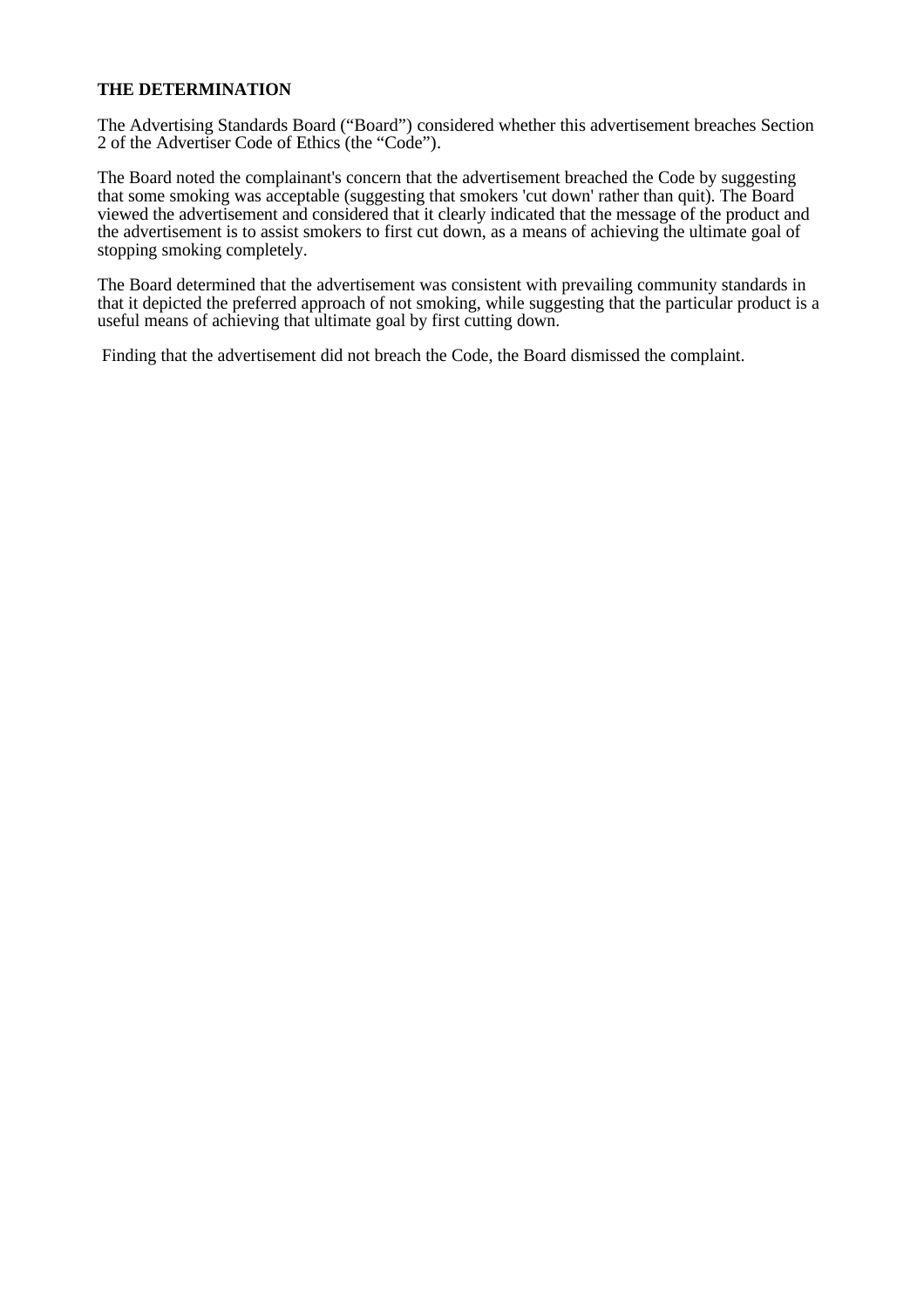**THE DETERMINATION**

The Advertising Standards Board ("Board") considered whether this advertisement breaches Section 2 of the Advertiser Code of Ethics (the "Code").

The Board noted the complainant's concern that the advertisement breached the Code by suggesting that some smoking was acceptable (suggesting that smokers 'cut down' rather than quit). The Board viewed the advertisement and considered that it clearly indicated that the message of the product and the advertisement is to assist smokers to first cut down, as a means of achieving the ultimate goal of stopping smoking completely.

The Board determined that the advertisement was consistent with prevailing community standards in that it depicted the preferred approach of not smoking, while suggesting that the particular product is a useful means of achieving that ultimate goal by first cutting down.

Finding that the advertisement did not breach the Code, the Board dismissed the complaint.